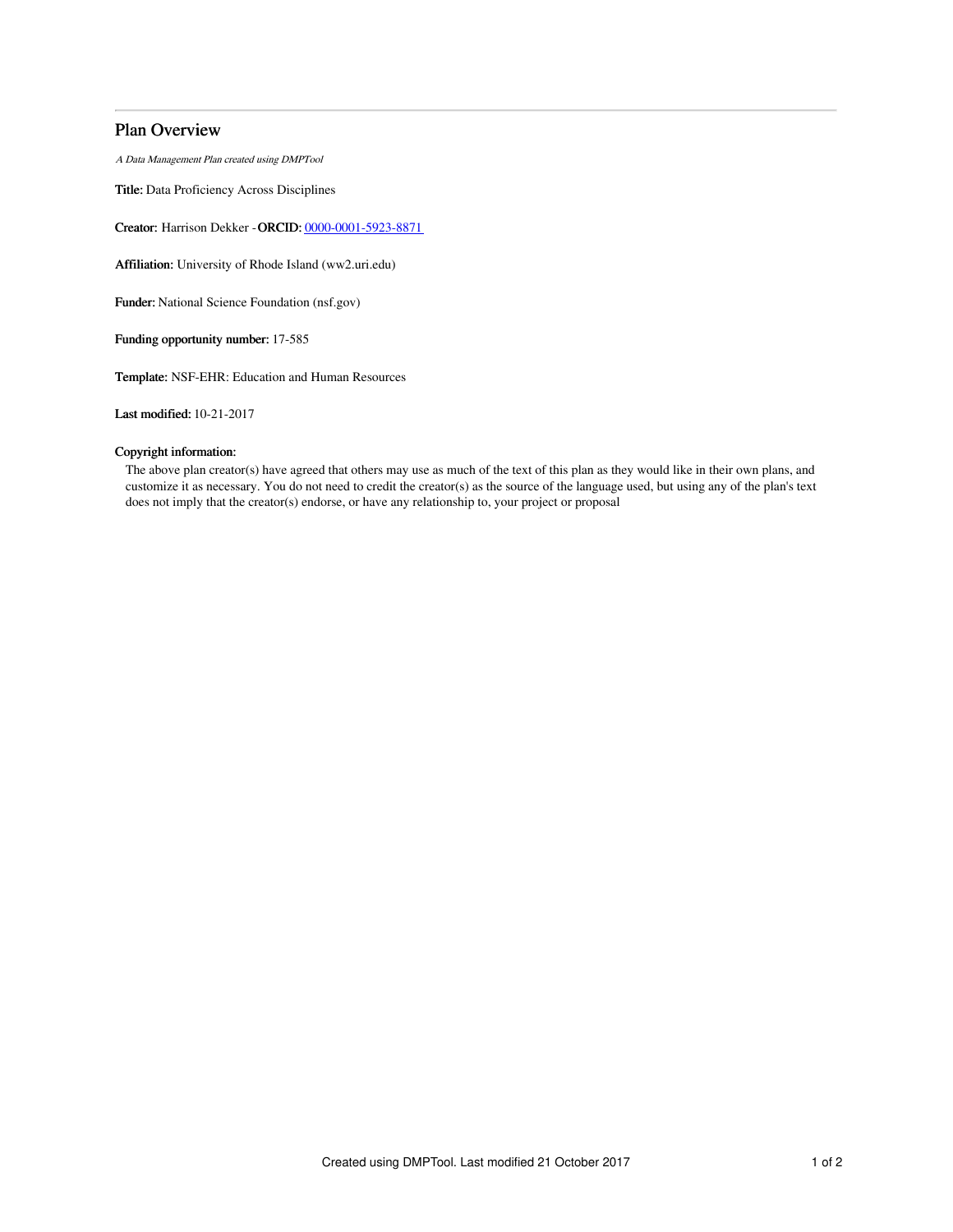# Plan Overview

*A Data Management Plan created using DMPTool*

**Title:** Data Proficiency Across Disciplines

**Creator:** Harrison Dekker - **ORCID:** [0000-0001-5923-8871](https://orcid.org/0000-0001-5923-8871)

**Affiliation:** University of Rhode Island (ww2.uri.edu)

**Funder:** National Science Foundation (nsf.gov)

**Funding opportunity number:** 17-585

**Template:** NSF-EHR: Education and Human Resources

**Last modified:** 10-21-2017

**Copyright information:**

The above plan creator(s) have agreed that others may use as much of the text of this plan as they would like in their own plans, and customize it as necessary. You do not need to credit the creator(s) as the source of the language used, but using any of the plan's text does not imply that the creator(s) endorse, or have any relationship to, your project or proposal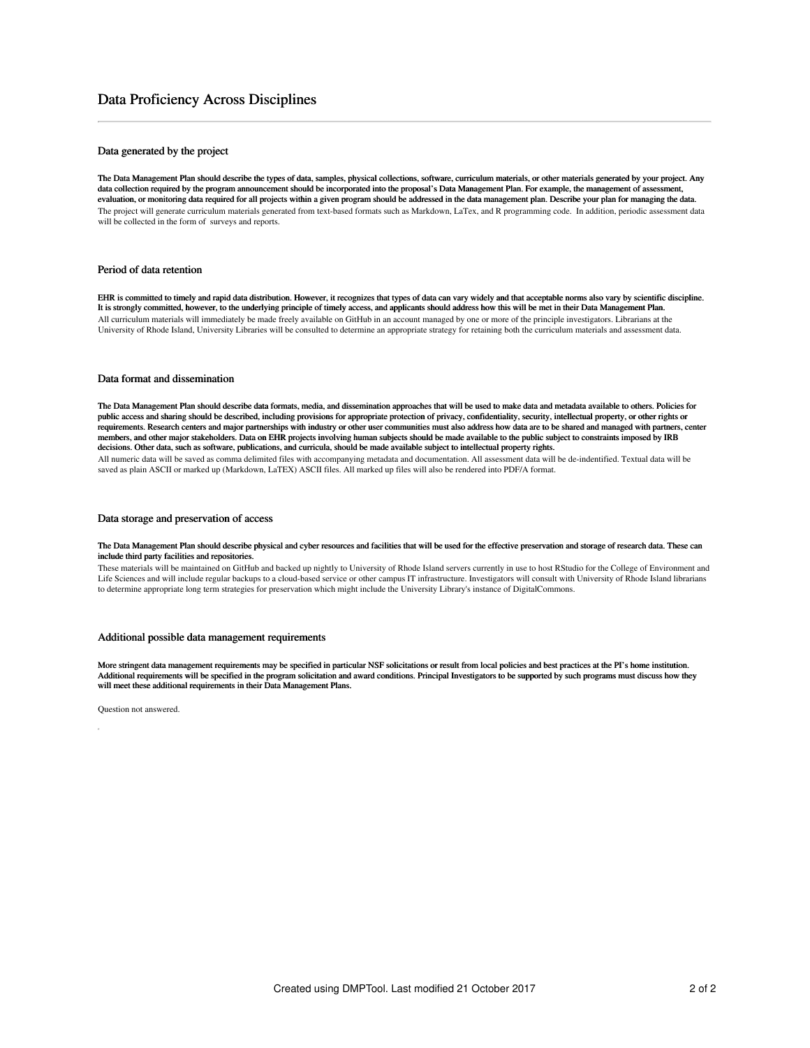# Data Proficiency Across Disciplines

## Data generated by the project

**The Data Management Plan should describe the types of data, samples, physical collections, software, curriculum materials, or other materials generated by your project. Any data collection required by the program announcement should be incorporated into the proposal's Data Management Plan. For example, the management of assessment, evaluation, or monitoring data required for all projects within a given program should be addressed in the data management plan. Describe your plan for managing the data.**

The project will generate curriculum materials generated from text-based formats such as Markdown, LaTex, and R programming code. In addition, periodic assessment data will be collected in the form of surveys and reports.

## Period of data retention

**EHR is committed to timely and rapid data distribution. However, it recognizes that types of data can vary widely and that acceptable norms also vary by scientific discipline. It is strongly committed, however, to the underlying principle of timely access, and applicants should address how this will be met in their Data Management Plan.**

All curriculum materials will immediately be made freely available on GitHub in an account managed by one or more of the principle investigators. Librarians at the University of Rhode Island, University Libraries will be consulted to determine an appropriate strategy for retaining both the curriculum materials and assessment data.

## Data format and dissemination

**The Data Management Plan should describe data formats, media, and dissemination approaches that will be used to make data and metadata available to others. Policies for public access and sharing should be described, including provisions for appropriate protection of privacy, confidentiality, security, intellectual property, or other rights or requirements. Research centers and major partnerships with industry or other user communities must also address how data are to be shared and managed with partners, center members, and other major stakeholders. Data on EHR projects involving human subjects should be made available to the public subject to constraints imposed by IRB decisions. Other data, such as software, publications, and curricula, should be made available subject to intellectual property rights.**

All numeric data will be saved as comma delimited files with accompanying metadata and documentation. All assessment data will be de-indentified. Textual data will be saved as plain ASCII or marked up (Markdown, LaTEX) ASCII files. All marked up files will also be rendered into PDF/A format.

## Data storage and preservation of access

**The Data Management Plan should describe physical and cyber resources and facilities that will be used for the effective preservation and storage of research data. These can include third party facilities and repositories.**

These materials will be maintained on GitHub and backed up nightly to University of Rhode Island servers currently in use to host RStudio for the College of Environment and Life Sciences and will include regular backups to a cloud-based service or other campus IT infrastructure. Investigators will consult with University of Rhode Island librarians to determine appropriate long term strategies for preservation which might include the University Library's instance of DigitalCommons.

## Additional possible data management requirements

**More stringent data management requirements may be specified in particular NSF solicitations or result from local policies and best practices at the PI's home institution. Additional requirements will be specified in the program solicitation and award conditions. Principal Investigators to be supported by such programs must discuss how they will meet these additional requirements in their Data Management Plans.**

Question not answered.

Created using DMPTool. Last modified 21 October 2017